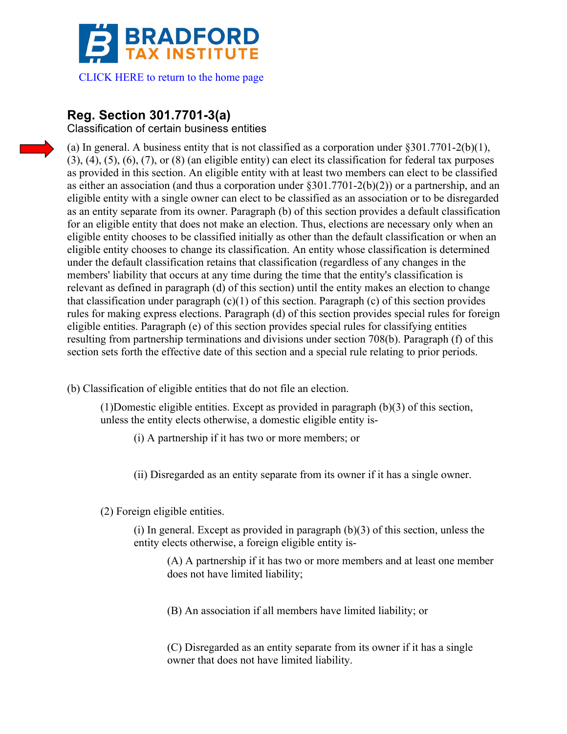# BRADFORD TAX INSTITUTE

CLICK HERE to return to the home page

## Reg. Section 301.7701-3(a)

Classification of certain business entities

(a) In general. A business entity that is not classified as a corporation under §301.7701-2(b)(1), (3), (4), (5), (6), (7), or (8) (an eligible entity) can elect its classification for federal tax purposes as provided in this section. An eligible entity with at least two members can elect to be classified as either an association (and thus a corporation under §301.7701-2(b)(2)) or a partnership, and an eligible entity with a single owner can elect to be classified as an association or to be disregarded as an entity separate from its owner. Paragraph (b) of this section provides a default classification for an eligible entity that does not make an election. Thus, elections are necessary only when an eligible entity chooses to be classified initially as other than the default classification or when an eligible entity chooses to change its classification. An entity whose classification is determined under the default classification retains that classification (regardless of any changes in the members' liability that occurs at any time during the time that the entity's classification is relevant as defined in paragraph (d) of this section) until the entity makes an election to change that classification under paragraph (c)(1) of this section. Paragraph (c) of this section provides rules for making express elections. Paragraph (d) of this section provides special rules for foreign eligible entities. Paragraph (e) of this section provides special rules for classifying entities resulting from partnership terminations and divisions under section 708(b). Paragraph (f) of this section sets forth the effective date of this section and a special rule relating to prior periods.

(b) Classification of eligible entities that do not file an election.

(1)Domestic eligible entities. Except as provided in paragraph (b)(3) of this section, unless the entity elects otherwise, a domestic eligible entity is-

(i) A partnership if it has two or more members; or

(ii) Disregarded as an entity separate from its owner if it has a single owner.

(2) Foreign eligible entities.

(i) In general. Except as provided in paragraph (b)(3) of this section, unless the entity elects otherwise, a foreign eligible entity is-

(A) A partnership if it has two or more members and at least one member does not have limited liability;

(B) An association if all members have limited liability; or

(C) Disregarded as an entity separate from its owner if it has a single owner that does not have limited liability.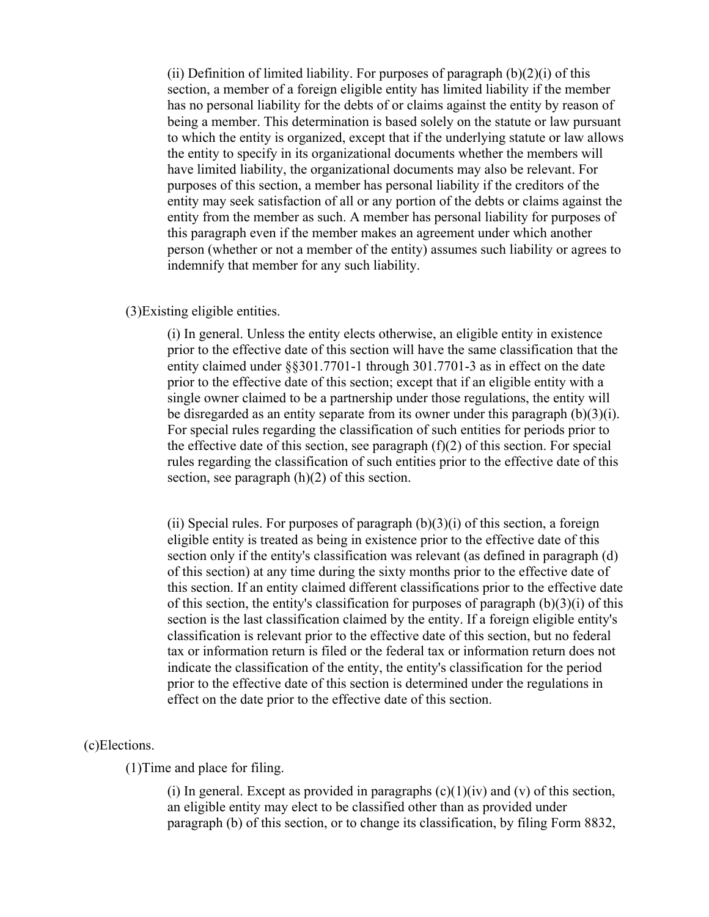(ii) Definition of limited liability. For purposes of paragraph (b)(2)(i) of this section, a member of a foreign eligible entity has limited liability if the member has no personal liability for the debts of or claims against the entity by reason of being a member. This determination is based solely on the statute or law pursuant to which the entity is organized, except that if the underlying statute or law allows the entity to specify in its organizational documents whether the members will have limited liability, the organizational documents may also be relevant. For purposes of this section, a member has personal liability if the creditors of the entity may seek satisfaction of all or any portion of the debts or claims against the entity from the member as such. A member has personal liability for purposes of this paragraph even if the member makes an agreement under which another person (whether or not a member of the entity) assumes such liability or agrees to indemnify that member for any such liability.

(3)Existing eligible entities.

(i) In general. Unless the entity elects otherwise, an eligible entity in existence prior to the effective date of this section will have the same classification that the entity claimed under §§301.7701-1 through 301.7701-3 as in effect on the date prior to the effective date of this section; except that if an eligible entity with a single owner claimed to be a partnership under those regulations, the entity will be disregarded as an entity separate from its owner under this paragraph (b)(3)(i). For special rules regarding the classification of such entities for periods prior to the effective date of this section, see paragraph (f)(2) of this section. For special rules regarding the classification of such entities prior to the effective date of this section, see paragraph (h)(2) of this section.

(ii) Special rules. For purposes of paragraph (b)(3)(i) of this section, a foreign eligible entity is treated as being in existence prior to the effective date of this section only if the entity's classification was relevant (as defined in paragraph (d) of this section) at any time during the sixty months prior to the effective date of this section. If an entity claimed different classifications prior to the effective date of this section, the entity's classification for purposes of paragraph (b)(3)(i) of this section is the last classification claimed by the entity. If a foreign eligible entity's classification is relevant prior to the effective date of this section, but no federal tax or information return is filed or the federal tax or information return does not indicate the classification of the entity, the entity's classification for the period prior to the effective date of this section is determined under the regulations in effect on the date prior to the effective date of this section.

(c)Elections.

(1)Time and place for filing.

(i) In general. Except as provided in paragraphs (c)(1)(iv) and (v) of this section, an eligible entity may elect to be classified other than as provided under paragraph (b) of this section, or to change its classification, by filing Form 8832,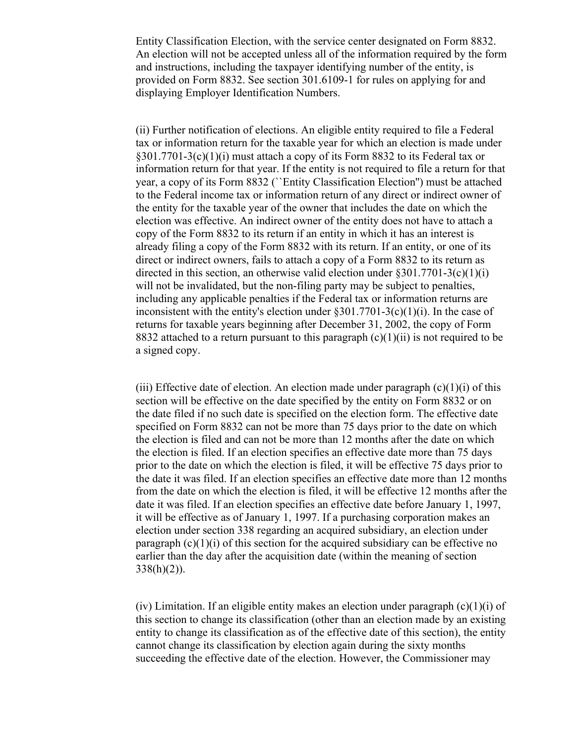Entity Classification Election, with the service center designated on Form 8832. An election will not be accepted unless all of the information required by the form and instructions, including the taxpayer identifying number of the entity, is provided on Form 8832. See section 301.6109-1 for rules on applying for and displaying Employer Identification Numbers.

(ii) Further notification of elections. An eligible entity required to file a Federal tax or information return for the taxable year for which an election is made under §301.7701-3(c)(1)(i) must attach a copy of its Form 8832 to its Federal tax or information return for that year. If the entity is not required to file a return for that year, a copy of its Form 8832 (``Entity Classification Election'') must be attached to the Federal income tax or information return of any direct or indirect owner of the entity for the taxable year of the owner that includes the date on which the election was effective. An indirect owner of the entity does not have to attach a copy of the Form 8832 to its return if an entity in which it has an interest is already filing a copy of the Form 8832 with its return. If an entity, or one of its direct or indirect owners, fails to attach a copy of a Form 8832 to its return as directed in this section, an otherwise valid election under §301.7701-3(c)(1)(i) will not be invalidated, but the non-filing party may be subject to penalties, including any applicable penalties if the Federal tax or information returns are inconsistent with the entity's election under §301.7701-3(c)(1)(i). In the case of returns for taxable years beginning after December 31, 2002, the copy of Form 8832 attached to a return pursuant to this paragraph (c)(1)(ii) is not required to be a signed copy.

(iii) Effective date of election. An election made under paragraph (c)(1)(i) of this section will be effective on the date specified by the entity on Form 8832 or on the date filed if no such date is specified on the election form. The effective date specified on Form 8832 can not be more than 75 days prior to the date on which the election is filed and can not be more than 12 months after the date on which the election is filed. If an election specifies an effective date more than 75 days prior to the date on which the election is filed, it will be effective 75 days prior to the date it was filed. If an election specifies an effective date more than 12 months from the date on which the election is filed, it will be effective 12 months after the date it was filed. If an election specifies an effective date before January 1, 1997, it will be effective as of January 1, 1997. If a purchasing corporation makes an election under section 338 regarding an acquired subsidiary, an election under paragraph (c)(1)(i) of this section for the acquired subsidiary can be effective no earlier than the day after the acquisition date (within the meaning of section 338(h)(2)).

(iv) Limitation. If an eligible entity makes an election under paragraph (c)(1)(i) of this section to change its classification (other than an election made by an existing entity to change its classification as of the effective date of this section), the entity cannot change its classification by election again during the sixty months succeeding the effective date of the election. However, the Commissioner may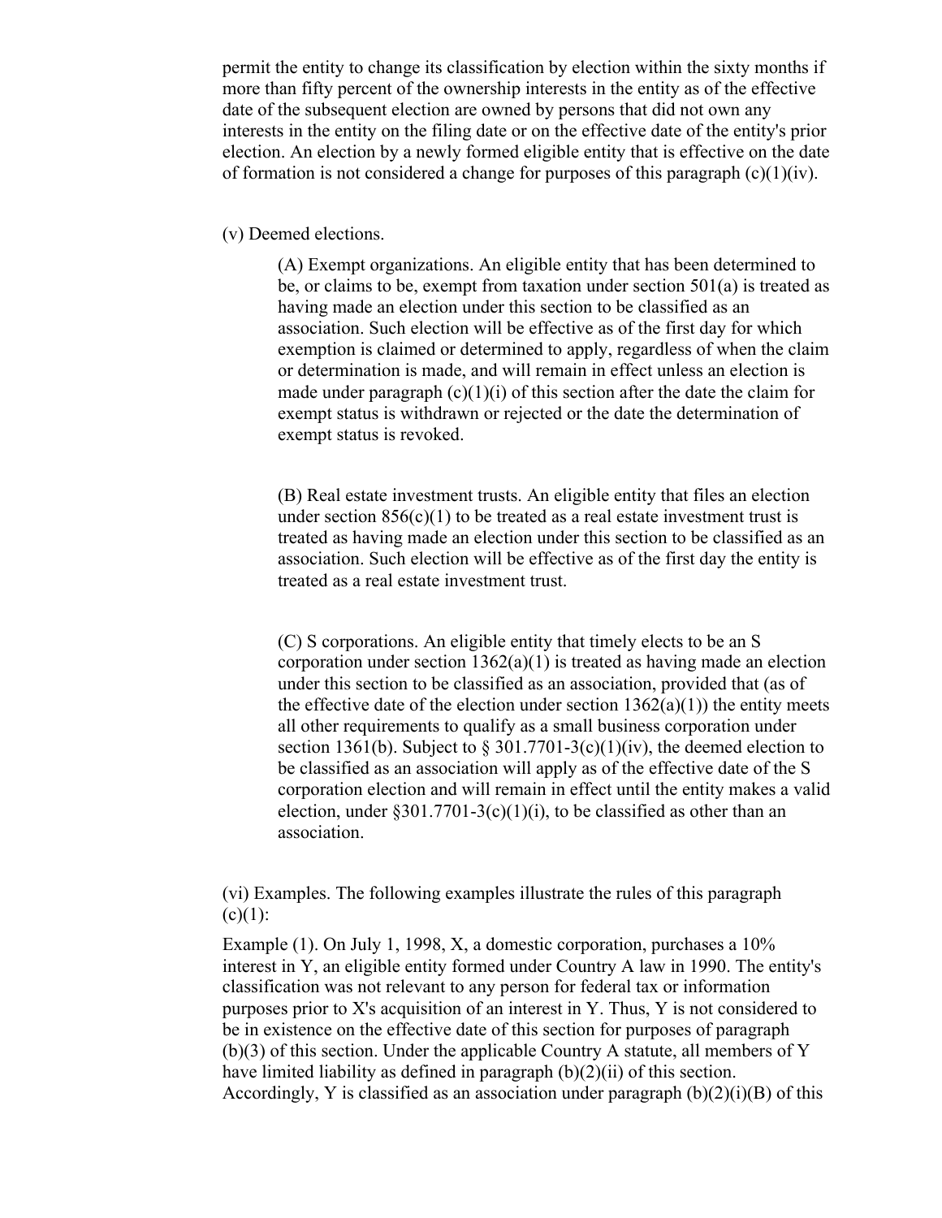permit the entity to change its classification by election within the sixty months if more than fifty percent of the ownership interests in the entity as of the effective date of the subsequent election are owned by persons that did not own any interests in the entity on the filing date or on the effective date of the entity's prior election. An election by a newly formed eligible entity that is effective on the date of formation is not considered a change for purposes of this paragraph (c)(1)(iv).

(v) Deemed elections.

> (A) Exempt organizations. An eligible entity that has been determined to be, or claims to be, exempt from taxation under section 501(a) is treated as having made an election under this section to be classified as an association. Such election will be effective as of the first day for which exemption is claimed or determined to apply, regardless of when the claim or determination is made, and will remain in effect unless an election is made under paragraph (c)(1)(i) of this section after the date the claim for exempt status is withdrawn or rejected or the date the determination of exempt status is revoked.
>
> (B) Real estate investment trusts. An eligible entity that files an election under section 856(c)(1) to be treated as a real estate investment trust is treated as having made an election under this section to be classified as an association. Such election will be effective as of the first day the entity is treated as a real estate investment trust.
>
> (C) S corporations. An eligible entity that timely elects to be an S corporation under section 1362(a)(1) is treated as having made an election under this section to be classified as an association, provided that (as of the effective date of the election under section 1362(a)(1)) the entity meets all other requirements to qualify as a small business corporation under section 1361(b). Subject to § 301.7701-3(c)(1)(iv), the deemed election to be classified as an association will apply as of the effective date of the S corporation election and will remain in effect until the entity makes a valid election, under §301.7701-3(c)(1)(i), to be classified as other than an association.

(vi) Examples. The following examples illustrate the rules of this paragraph (c)(1):

Example (1). On July 1, 1998, X, a domestic corporation, purchases a 10% interest in Y, an eligible entity formed under Country A law in 1990. The entity's classification was not relevant to any person for federal tax or information purposes prior to X's acquisition of an interest in Y. Thus, Y is not considered to be in existence on the effective date of this section for purposes of paragraph (b)(3) of this section. Under the applicable Country A statute, all members of Y have limited liability as defined in paragraph (b)(2)(ii) of this section. Accordingly, Y is classified as an association under paragraph (b)(2)(i)(B) of this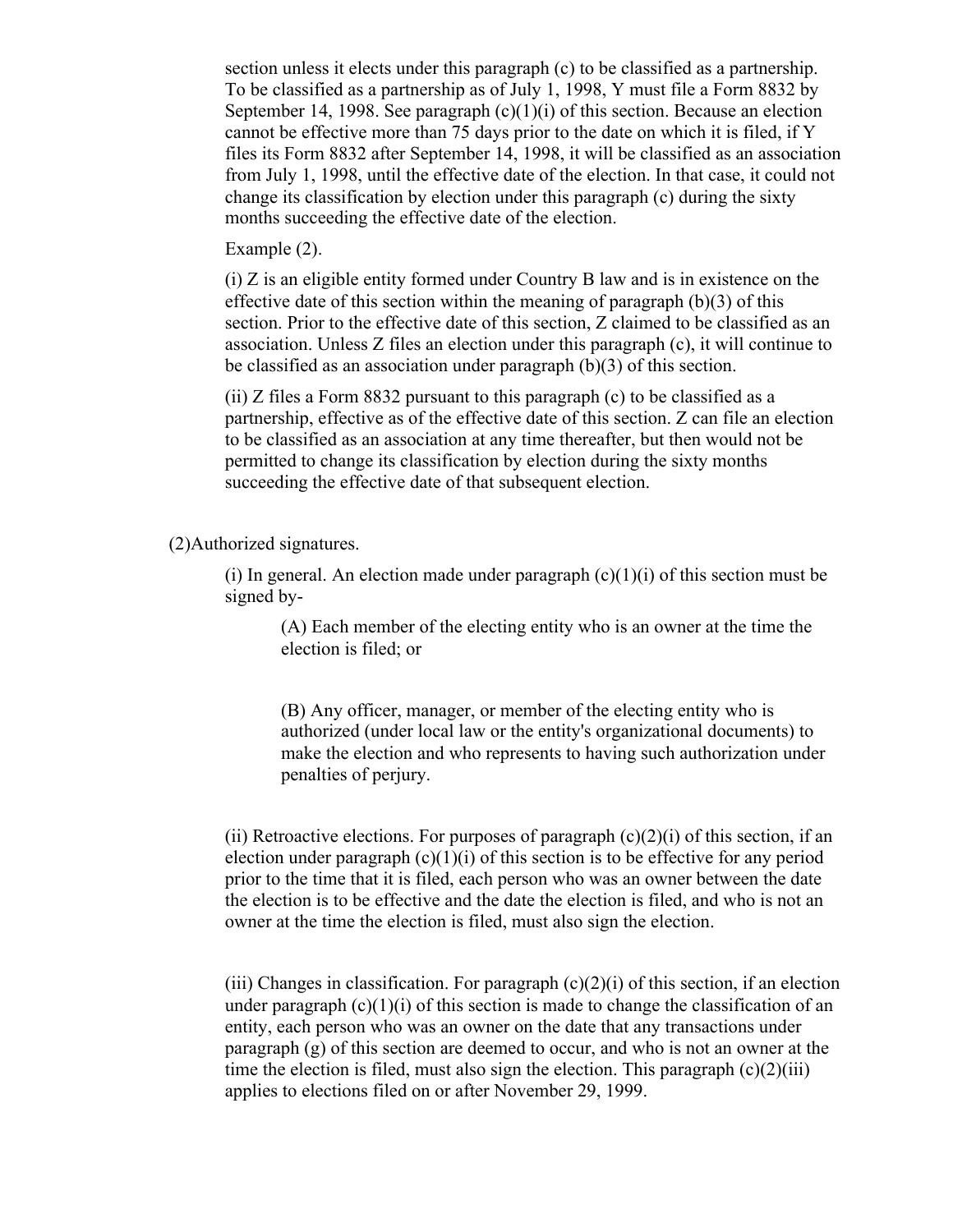section unless it elects under this paragraph (c) to be classified as a partnership. To be classified as a partnership as of July 1, 1998, Y must file a Form 8832 by September 14, 1998. See paragraph (c)(1)(i) of this section. Because an election cannot be effective more than 75 days prior to the date on which it is filed, if Y files its Form 8832 after September 14, 1998, it will be classified as an association from July 1, 1998, until the effective date of the election. In that case, it could not change its classification by election under this paragraph (c) during the sixty months succeeding the effective date of the election.

Example (2).

(i) Z is an eligible entity formed under Country B law and is in existence on the effective date of this section within the meaning of paragraph (b)(3) of this section. Prior to the effective date of this section, Z claimed to be classified as an association. Unless Z files an election under this paragraph (c), it will continue to be classified as an association under paragraph (b)(3) of this section.

(ii) Z files a Form 8832 pursuant to this paragraph (c) to be classified as a partnership, effective as of the effective date of this section. Z can file an election to be classified as an association at any time thereafter, but then would not be permitted to change its classification by election during the sixty months succeeding the effective date of that subsequent election.

(2)Authorized signatures.

(i) In general. An election made under paragraph (c)(1)(i) of this section must be signed by-

(A) Each member of the electing entity who is an owner at the time the election is filed; or

(B) Any officer, manager, or member of the electing entity who is authorized (under local law or the entity's organizational documents) to make the election and who represents to having such authorization under penalties of perjury.

(ii) Retroactive elections. For purposes of paragraph (c)(2)(i) of this section, if an election under paragraph (c)(1)(i) of this section is to be effective for any period prior to the time that it is filed, each person who was an owner between the date the election is to be effective and the date the election is filed, and who is not an owner at the time the election is filed, must also sign the election.

(iii) Changes in classification. For paragraph (c)(2)(i) of this section, if an election under paragraph (c)(1)(i) of this section is made to change the classification of an entity, each person who was an owner on the date that any transactions under paragraph (g) of this section are deemed to occur, and who is not an owner at the time the election is filed, must also sign the election. This paragraph (c)(2)(iii) applies to elections filed on or after November 29, 1999.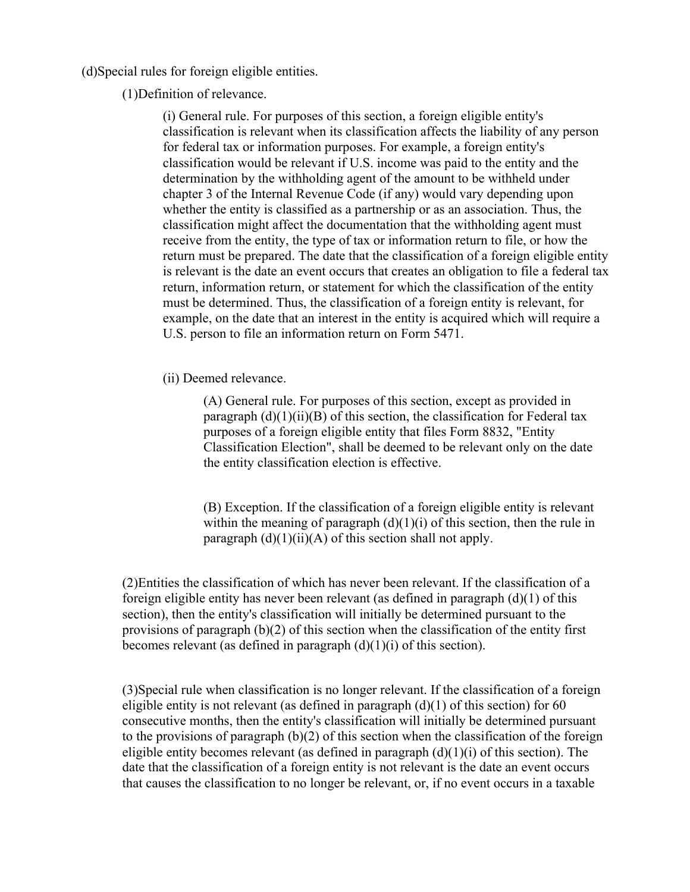(d)Special rules for foreign eligible entities.

(1)Definition of relevance.

(i) General rule. For purposes of this section, a foreign eligible entity's classification is relevant when its classification affects the liability of any person for federal tax or information purposes. For example, a foreign entity's classification would be relevant if U.S. income was paid to the entity and the determination by the withholding agent of the amount to be withheld under chapter 3 of the Internal Revenue Code (if any) would vary depending upon whether the entity is classified as a partnership or as an association. Thus, the classification might affect the documentation that the withholding agent must receive from the entity, the type of tax or information return to file, or how the return must be prepared. The date that the classification of a foreign eligible entity is relevant is the date an event occurs that creates an obligation to file a federal tax return, information return, or statement for which the classification of the entity must be determined. Thus, the classification of a foreign entity is relevant, for example, on the date that an interest in the entity is acquired which will require a U.S. person to file an information return on Form 5471.

(ii) Deemed relevance.

(A) General rule. For purposes of this section, except as provided in paragraph (d)(1)(ii)(B) of this section, the classification for Federal tax purposes of a foreign eligible entity that files Form 8832, "Entity Classification Election", shall be deemed to be relevant only on the date the entity classification election is effective.

(B) Exception. If the classification of a foreign eligible entity is relevant within the meaning of paragraph (d)(1)(i) of this section, then the rule in paragraph (d)(1)(ii)(A) of this section shall not apply.

(2)Entities the classification of which has never been relevant. If the classification of a foreign eligible entity has never been relevant (as defined in paragraph (d)(1) of this section), then the entity's classification will initially be determined pursuant to the provisions of paragraph (b)(2) of this section when the classification of the entity first becomes relevant (as defined in paragraph (d)(1)(i) of this section).

(3)Special rule when classification is no longer relevant. If the classification of a foreign eligible entity is not relevant (as defined in paragraph (d)(1) of this section) for 60 consecutive months, then the entity's classification will initially be determined pursuant to the provisions of paragraph (b)(2) of this section when the classification of the foreign eligible entity becomes relevant (as defined in paragraph (d)(1)(i) of this section). The date that the classification of a foreign entity is not relevant is the date an event occurs that causes the classification to no longer be relevant, or, if no event occurs in a taxable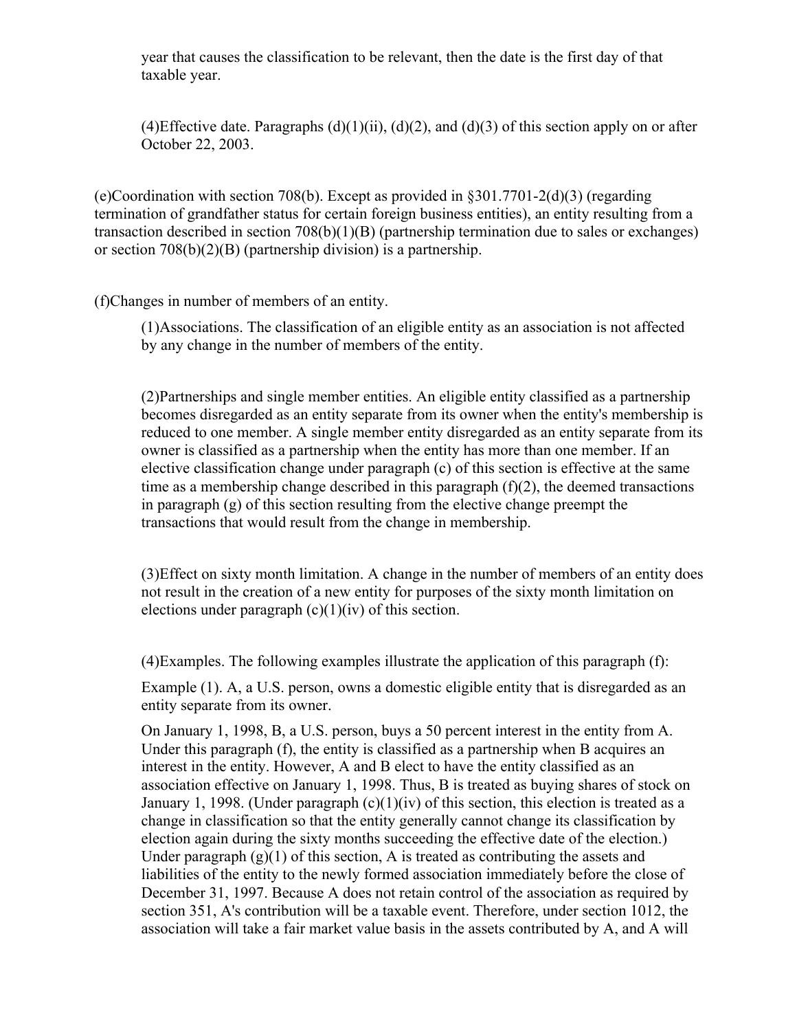year that causes the classification to be relevant, then the date is the first day of that taxable year.

(4)Effective date. Paragraphs (d)(1)(ii), (d)(2), and (d)(3) of this section apply on or after October 22, 2003.

(e)Coordination with section 708(b). Except as provided in §301.7701-2(d)(3) (regarding termination of grandfather status for certain foreign business entities), an entity resulting from a transaction described in section 708(b)(1)(B) (partnership termination due to sales or exchanges) or section 708(b)(2)(B) (partnership division) is a partnership.

(f)Changes in number of members of an entity.

(1)Associations. The classification of an eligible entity as an association is not affected by any change in the number of members of the entity.

(2)Partnerships and single member entities. An eligible entity classified as a partnership becomes disregarded as an entity separate from its owner when the entity's membership is reduced to one member. A single member entity disregarded as an entity separate from its owner is classified as a partnership when the entity has more than one member. If an elective classification change under paragraph (c) of this section is effective at the same time as a membership change described in this paragraph (f)(2), the deemed transactions in paragraph (g) of this section resulting from the elective change preempt the transactions that would result from the change in membership.

(3)Effect on sixty month limitation. A change in the number of members of an entity does not result in the creation of a new entity for purposes of the sixty month limitation on elections under paragraph (c)(1)(iv) of this section.

(4)Examples. The following examples illustrate the application of this paragraph (f):

Example (1). A, a U.S. person, owns a domestic eligible entity that is disregarded as an entity separate from its owner.

On January 1, 1998, B, a U.S. person, buys a 50 percent interest in the entity from A. Under this paragraph (f), the entity is classified as a partnership when B acquires an interest in the entity. However, A and B elect to have the entity classified as an association effective on January 1, 1998. Thus, B is treated as buying shares of stock on January 1, 1998. (Under paragraph (c)(1)(iv) of this section, this election is treated as a change in classification so that the entity generally cannot change its classification by election again during the sixty months succeeding the effective date of the election.) Under paragraph (g)(1) of this section, A is treated as contributing the assets and liabilities of the entity to the newly formed association immediately before the close of December 31, 1997. Because A does not retain control of the association as required by section 351, A's contribution will be a taxable event. Therefore, under section 1012, the association will take a fair market value basis in the assets contributed by A, and A will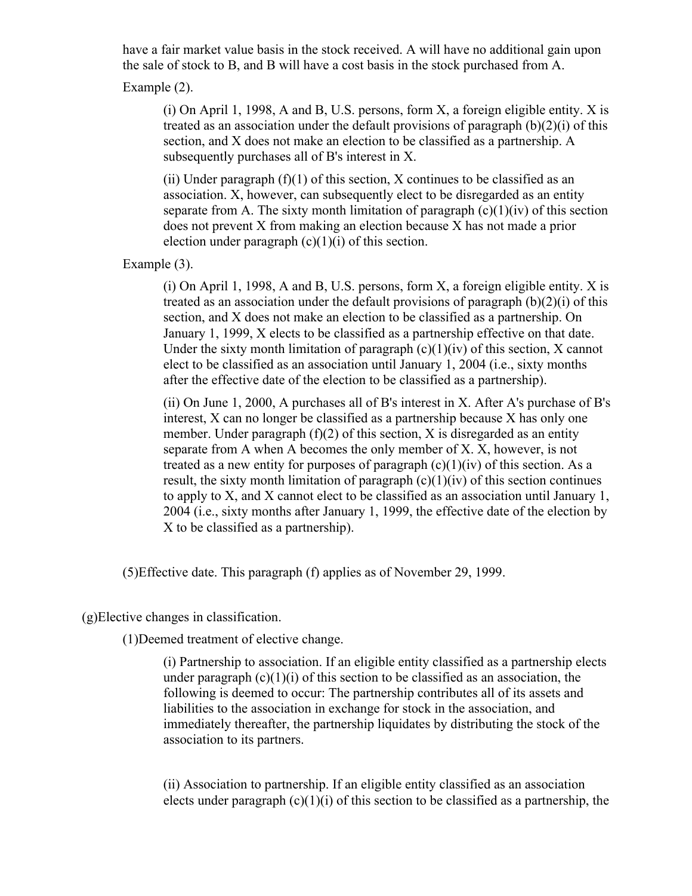have a fair market value basis in the stock received. A will have no additional gain upon the sale of stock to B, and B will have a cost basis in the stock purchased from A.

Example (2).

(i) On April 1, 1998, A and B, U.S. persons, form X, a foreign eligible entity. X is treated as an association under the default provisions of paragraph (b)(2)(i) of this section, and X does not make an election to be classified as a partnership. A subsequently purchases all of B's interest in X.

(ii) Under paragraph (f)(1) of this section, X continues to be classified as an association. X, however, can subsequently elect to be disregarded as an entity separate from A. The sixty month limitation of paragraph (c)(1)(iv) of this section does not prevent X from making an election because X has not made a prior election under paragraph (c)(1)(i) of this section.

Example (3).

(i) On April 1, 1998, A and B, U.S. persons, form X, a foreign eligible entity. X is treated as an association under the default provisions of paragraph (b)(2)(i) of this section, and X does not make an election to be classified as a partnership. On January 1, 1999, X elects to be classified as a partnership effective on that date. Under the sixty month limitation of paragraph (c)(1)(iv) of this section, X cannot elect to be classified as an association until January 1, 2004 (i.e., sixty months after the effective date of the election to be classified as a partnership).

(ii) On June 1, 2000, A purchases all of B's interest in X. After A's purchase of B's interest, X can no longer be classified as a partnership because X has only one member. Under paragraph (f)(2) of this section, X is disregarded as an entity separate from A when A becomes the only member of X. X, however, is not treated as a new entity for purposes of paragraph (c)(1)(iv) of this section. As a result, the sixty month limitation of paragraph (c)(1)(iv) of this section continues to apply to X, and X cannot elect to be classified as an association until January 1, 2004 (i.e., sixty months after January 1, 1999, the effective date of the election by X to be classified as a partnership).

(5)Effective date. This paragraph (f) applies as of November 29, 1999.

(g)Elective changes in classification.

(1)Deemed treatment of elective change.

(i) Partnership to association. If an eligible entity classified as a partnership elects under paragraph (c)(1)(i) of this section to be classified as an association, the following is deemed to occur: The partnership contributes all of its assets and liabilities to the association in exchange for stock in the association, and immediately thereafter, the partnership liquidates by distributing the stock of the association to its partners.

(ii) Association to partnership. If an eligible entity classified as an association elects under paragraph (c)(1)(i) of this section to be classified as a partnership, the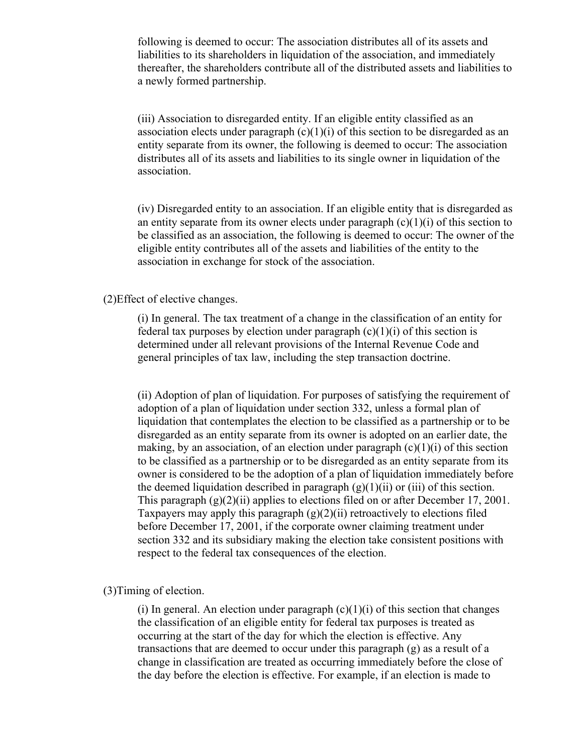following is deemed to occur: The association distributes all of its assets and liabilities to its shareholders in liquidation of the association, and immediately thereafter, the shareholders contribute all of the distributed assets and liabilities to a newly formed partnership.

(iii) Association to disregarded entity. If an eligible entity classified as an association elects under paragraph (c)(1)(i) of this section to be disregarded as an entity separate from its owner, the following is deemed to occur: The association distributes all of its assets and liabilities to its single owner in liquidation of the association.

(iv) Disregarded entity to an association. If an eligible entity that is disregarded as an entity separate from its owner elects under paragraph (c)(1)(i) of this section to be classified as an association, the following is deemed to occur: The owner of the eligible entity contributes all of the assets and liabilities of the entity to the association in exchange for stock of the association.

(2)Effect of elective changes.

(i) In general. The tax treatment of a change in the classification of an entity for federal tax purposes by election under paragraph (c)(1)(i) of this section is determined under all relevant provisions of the Internal Revenue Code and general principles of tax law, including the step transaction doctrine.

(ii) Adoption of plan of liquidation. For purposes of satisfying the requirement of adoption of a plan of liquidation under section 332, unless a formal plan of liquidation that contemplates the election to be classified as a partnership or to be disregarded as an entity separate from its owner is adopted on an earlier date, the making, by an association, of an election under paragraph (c)(1)(i) of this section to be classified as a partnership or to be disregarded as an entity separate from its owner is considered to be the adoption of a plan of liquidation immediately before the deemed liquidation described in paragraph (g)(1)(ii) or (iii) of this section. This paragraph (g)(2)(ii) applies to elections filed on or after December 17, 2001. Taxpayers may apply this paragraph (g)(2)(ii) retroactively to elections filed before December 17, 2001, if the corporate owner claiming treatment under section 332 and its subsidiary making the election take consistent positions with respect to the federal tax consequences of the election.

(3)Timing of election.

(i) In general. An election under paragraph (c)(1)(i) of this section that changes the classification of an eligible entity for federal tax purposes is treated as occurring at the start of the day for which the election is effective. Any transactions that are deemed to occur under this paragraph (g) as a result of a change in classification are treated as occurring immediately before the close of the day before the election is effective. For example, if an election is made to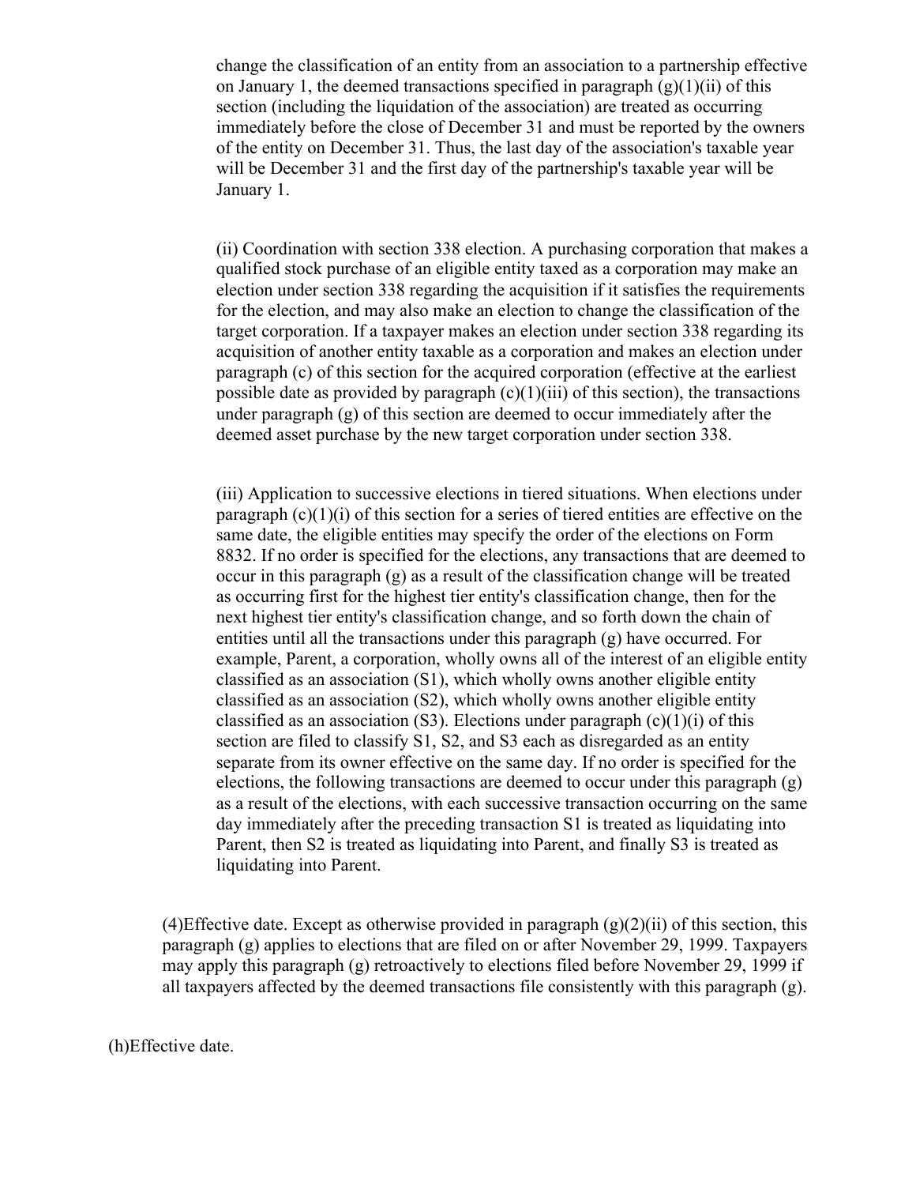change the classification of an entity from an association to a partnership effective on January 1, the deemed transactions specified in paragraph (g)(1)(ii) of this section (including the liquidation of the association) are treated as occurring immediately before the close of December 31 and must be reported by the owners of the entity on December 31. Thus, the last day of the association's taxable year will be December 31 and the first day of the partnership's taxable year will be January 1.

(ii) Coordination with section 338 election. A purchasing corporation that makes a qualified stock purchase of an eligible entity taxed as a corporation may make an election under section 338 regarding the acquisition if it satisfies the requirements for the election, and may also make an election to change the classification of the target corporation. If a taxpayer makes an election under section 338 regarding its acquisition of another entity taxable as a corporation and makes an election under paragraph (c) of this section for the acquired corporation (effective at the earliest possible date as provided by paragraph (c)(1)(iii) of this section), the transactions under paragraph (g) of this section are deemed to occur immediately after the deemed asset purchase by the new target corporation under section 338.

(iii) Application to successive elections in tiered situations. When elections under paragraph (c)(1)(i) of this section for a series of tiered entities are effective on the same date, the eligible entities may specify the order of the elections on Form 8832. If no order is specified for the elections, any transactions that are deemed to occur in this paragraph (g) as a result of the classification change will be treated as occurring first for the highest tier entity's classification change, then for the next highest tier entity's classification change, and so forth down the chain of entities until all the transactions under this paragraph (g) have occurred. For example, Parent, a corporation, wholly owns all of the interest of an eligible entity classified as an association (S1), which wholly owns another eligible entity classified as an association (S2), which wholly owns another eligible entity classified as an association (S3). Elections under paragraph (c)(1)(i) of this section are filed to classify S1, S2, and S3 each as disregarded as an entity separate from its owner effective on the same day. If no order is specified for the elections, the following transactions are deemed to occur under this paragraph (g) as a result of the elections, with each successive transaction occurring on the same day immediately after the preceding transaction S1 is treated as liquidating into Parent, then S2 is treated as liquidating into Parent, and finally S3 is treated as liquidating into Parent.

(4)Effective date. Except as otherwise provided in paragraph (g)(2)(ii) of this section, this paragraph (g) applies to elections that are filed on or after November 29, 1999. Taxpayers may apply this paragraph (g) retroactively to elections filed before November 29, 1999 if all taxpayers affected by the deemed transactions file consistently with this paragraph (g).

(h)Effective date.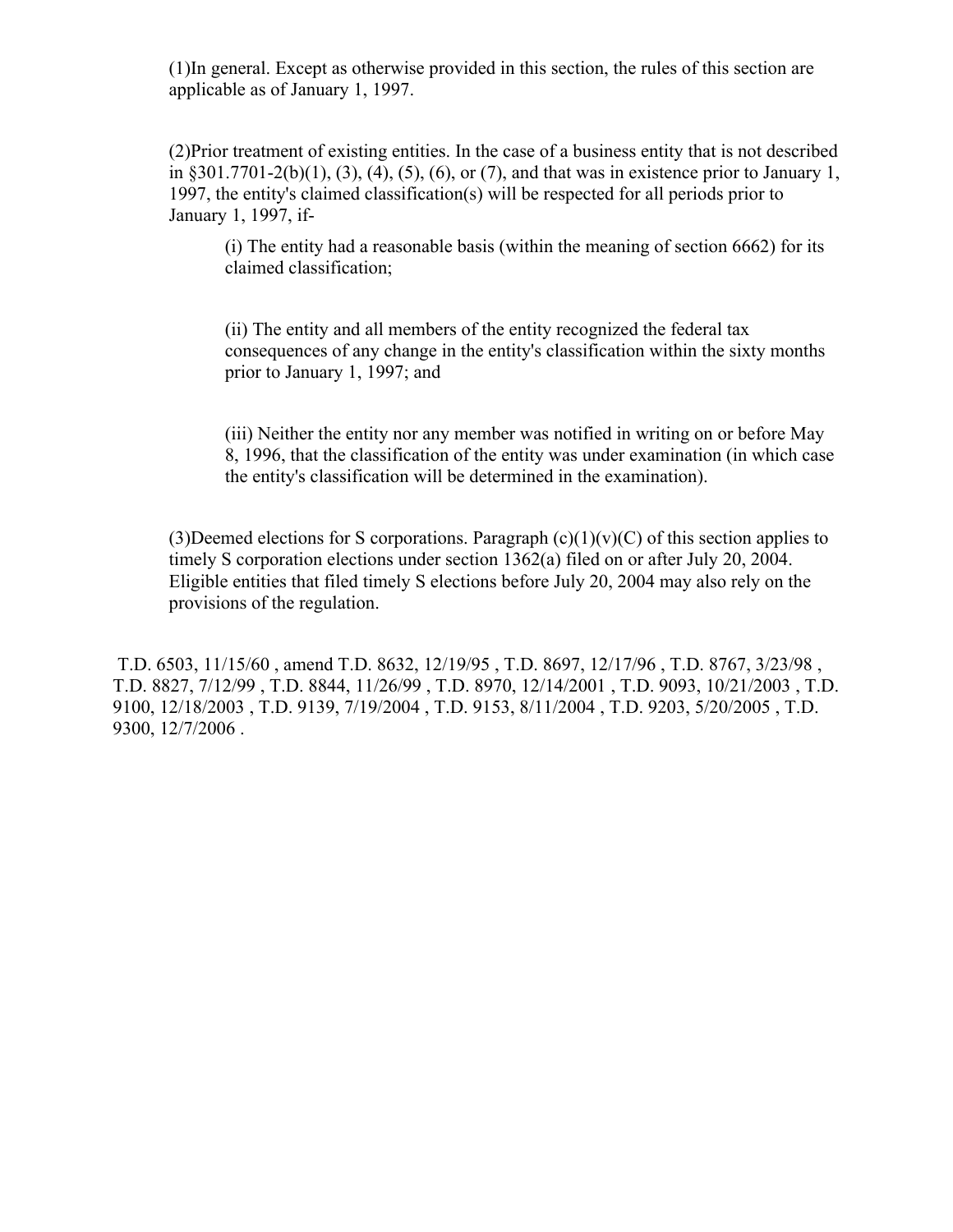(1)In general. Except as otherwise provided in this section, the rules of this section are applicable as of January 1, 1997.

(2)Prior treatment of existing entities. In the case of a business entity that is not described in §301.7701-2(b)(1), (3), (4), (5), (6), or (7), and that was in existence prior to January 1, 1997, the entity's claimed classification(s) will be respected for all periods prior to January 1, 1997, if-

> (i) The entity had a reasonable basis (within the meaning of section 6662) for its claimed classification;
>
> (ii) The entity and all members of the entity recognized the federal tax consequences of any change in the entity's classification within the sixty months prior to January 1, 1997; and
>
> (iii) Neither the entity nor any member was notified in writing on or before May 8, 1996, that the classification of the entity was under examination (in which case the entity's classification will be determined in the examination).

(3)Deemed elections for S corporations. Paragraph (c)(1)(v)(C) of this section applies to timely S corporation elections under section 1362(a) filed on or after July 20, 2004. Eligible entities that filed timely S elections before July 20, 2004 may also rely on the provisions of the regulation.

T.D. 6503, 11/15/60 , amend T.D. 8632, 12/19/95 , T.D. 8697, 12/17/96 , T.D. 8767, 3/23/98 , T.D. 8827, 7/12/99 , T.D. 8844, 11/26/99 , T.D. 8970, 12/14/2001 , T.D. 9093, 10/21/2003 , T.D. 9100, 12/18/2003 , T.D. 9139, 7/19/2004 , T.D. 9153, 8/11/2004 , T.D. 9203, 5/20/2005 , T.D. 9300, 12/7/2006 .